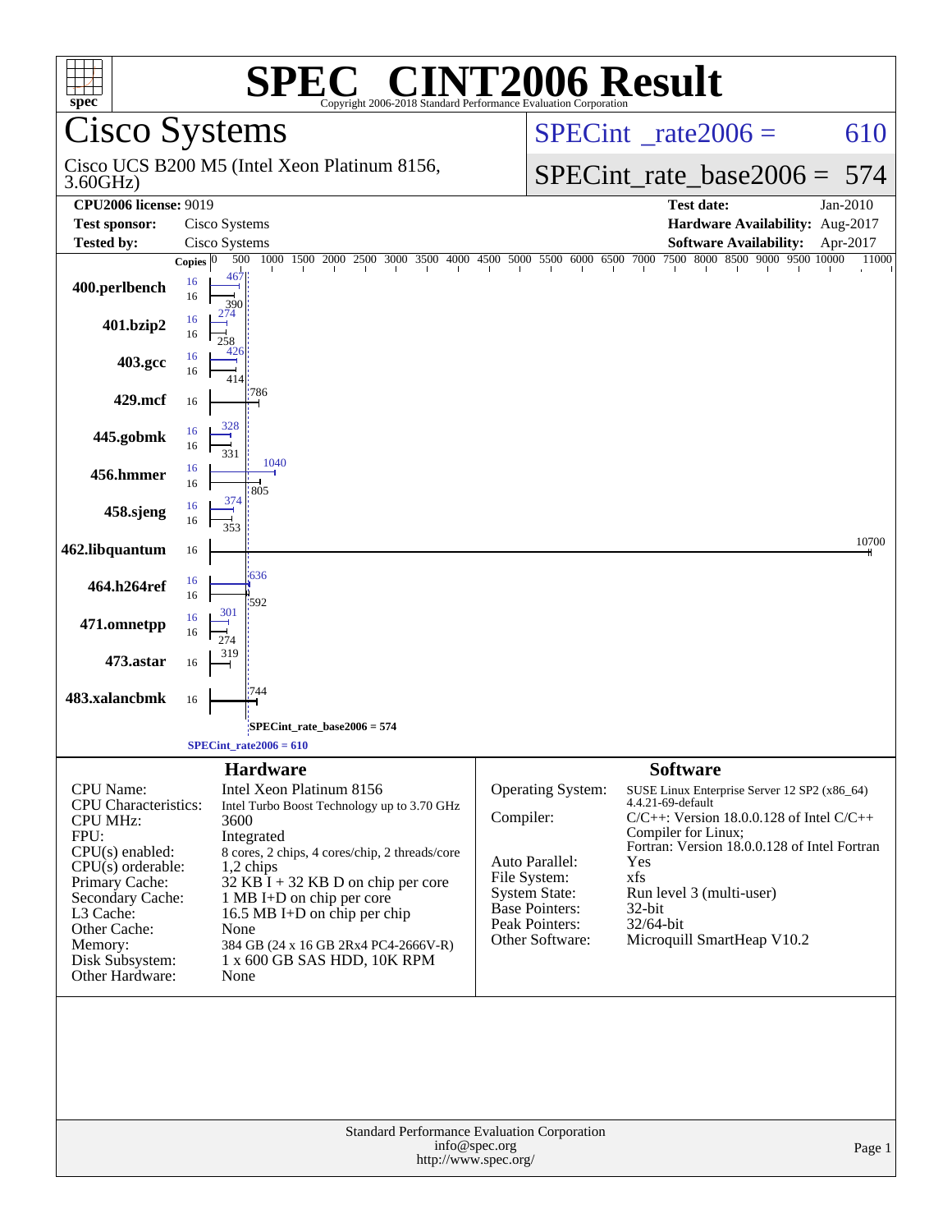# SPEC® CINT2006 Result

Copyright 2006-2018 Standard Performance Evaluation Corporation

## Cisco Systems

Cisco UCS B200 M5 (Intel Xeon Platinum 8156, 3.60GHz)

SPECint_rate2006 = 610

SPECint_rate_base2006 = 574

| | | | |
|---|---|---|---|
| **CPU2006 license:** 9019 | | **Test date:** | Jan-2010 |
| **Test sponsor:** | Cisco Systems | **Hardware Availability:** | Aug-2017 |
| **Tested by:** | Cisco Systems | **Software Availability:** | Apr-2017 |

| Benchmark | Copies | Peak | Base |
|---|---|---|---|
| 400.perlbench | 16 | 467 | 390 |
| 401.bzip2 | 16 | 274 | 258 |
| 403.gcc | 16 | 426 | 414 |
| 429.mcf | 16 | | 786 |
| 445.gobmk | 16 | 328 | 331 |
| 456.hmmer | 16 | 1040 | 805 |
| 458.sjeng | 16 | 374 | 353 |
| 462.libquantum | 16 | | 10700 |
| 464.h264ref | 16 | 636 | 592 |
| 471.omnetpp | 16 | 301 | 274 |
| 473.astar | 16 | | 319 |
| 483.xalancbmk | 16 | | 744 |

SPECint_rate_base2006 = 574

SPECint_rate2006 = 610

### Hardware

| | |
|---|---|
| CPU Name: | Intel Xeon Platinum 8156 |
| CPU Characteristics: | Intel Turbo Boost Technology up to 3.70 GHz |
| CPU MHz: | 3600 |
| FPU: | Integrated |
| CPU(s) enabled: | 8 cores, 2 chips, 4 cores/chip, 2 threads/core |
| CPU(s) orderable: | 1,2 chips |
| Primary Cache: | 32 KB I + 32 KB D on chip per core |
| Secondary Cache: | 1 MB I+D on chip per core |
| L3 Cache: | 16.5 MB I+D on chip per chip |
| Other Cache: | None |
| Memory: | 384 GB (24 x 16 GB 2Rx4 PC4-2666V-R) |
| Disk Subsystem: | 1 x 600 GB SAS HDD, 10K RPM |
| Other Hardware: | None |

### Software

| | |
|---|---|
| Operating System: | SUSE Linux Enterprise Server 12 SP2 (x86_64) 4.4.21-69-default |
| Compiler: | C/C++: Version 18.0.0.128 of Intel C/C++ Compiler for Linux; Fortran: Version 18.0.0.128 of Intel Fortran |
| Auto Parallel: | Yes |
| File System: | xfs |
| System State: | Run level 3 (multi-user) |
| Base Pointers: | 32-bit |
| Peak Pointers: | 32/64-bit |
| Other Software: | Microquill SmartHeap V10.2 |

Standard Performance Evaluation Corporation
info@spec.org
http://www.spec.org/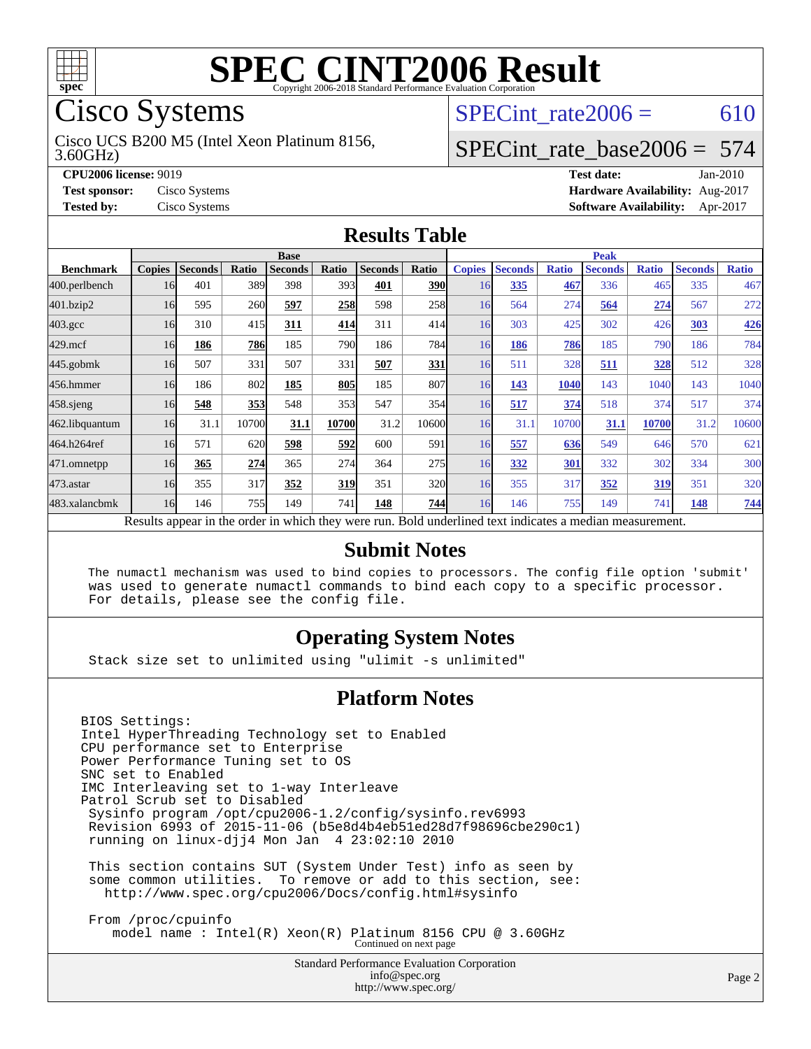# SPEC CINT2006 Result

Copyright 2006-2018 Standard Performance Evaluation Corporation

## Cisco Systems

Cisco UCS B200 M5 (Intel Xeon Platinum 8156, 3.60GHz)

SPECint_rate2006 = 610

SPECint_rate_base2006 = 574

**CPU2006 license:** 9019
**Test sponsor:** Cisco Systems
**Tested by:** Cisco Systems

**Test date:** Jan-2010
**Hardware Availability:** Aug-2017
**Software Availability:** Apr-2017

## Results Table

| Benchmark | Base | | | | | | | Peak | | | | | | |
|---|---|---|---|---|---|---|---|---|---|---|---|---|---|---|
| | Copies | Seconds | Ratio | Seconds | Ratio | Seconds | Ratio | Copies | Seconds | Ratio | Seconds | Ratio | Seconds | Ratio |
| 400.perlbench | 16 | 401 | 389 | 398 | 393 | **401** | **390** | 16 | **335** | **467** | 336 | 465 | 335 | 467 |
| 401.bzip2 | 16 | 595 | 260 | **597** | **258** | 598 | 258 | 16 | 564 | 274 | **564** | **274** | 567 | 272 |
| 403.gcc | 16 | 310 | 415 | **311** | **414** | 311 | 414 | 16 | 303 | 425 | 302 | 426 | **303** | **426** |
| 429.mcf | 16 | **186** | **786** | 185 | 790 | 186 | 784 | 16 | **186** | **786** | 185 | 790 | 186 | 784 |
| 445.gobmk | 16 | 507 | 331 | 507 | 331 | **507** | **331** | 16 | 511 | 328 | **511** | **328** | 512 | 328 |
| 456.hmmer | 16 | 186 | 802 | **185** | **805** | 185 | 807 | 16 | **143** | **1040** | 143 | 1040 | 143 | 1040 |
| 458.sjeng | 16 | **548** | **353** | 548 | 353 | 547 | 354 | 16 | **517** | **374** | 518 | 374 | 517 | 374 |
| 462.libquantum | 16 | 31.1 | 10700 | **31.1** | **10700** | 31.2 | 10600 | 16 | 31.1 | 10700 | **31.1** | **10700** | 31.2 | 10600 |
| 464.h264ref | 16 | 571 | 620 | **598** | **592** | 600 | 591 | 16 | **557** | **636** | 549 | 646 | 570 | 621 |
| 471.omnetpp | 16 | **365** | **274** | 365 | 274 | 364 | 275 | 16 | **332** | **301** | 332 | 302 | 334 | 300 |
| 473.astar | 16 | 355 | 317 | **352** | **319** | 351 | 320 | 16 | 355 | 317 | **352** | **319** | 351 | 320 |
| 483.xalancbmk | 16 | 146 | 755 | 149 | 741 | **148** | **744** | 16 | 146 | 755 | 149 | 741 | **148** | **744** |

Results appear in the order in which they were run. Bold underlined text indicates a median measurement.

## Submit Notes

```
The numactl mechanism was used to bind copies to processors. The config file option 'submit'
was used to generate numactl commands to bind each copy to a specific processor.
For details, please see the config file.
```

## Operating System Notes

```
Stack size set to unlimited using "ulimit -s unlimited"
```

## Platform Notes

```
BIOS Settings:
Intel HyperThreading Technology set to Enabled
CPU performance set to Enterprise
Power Performance Tuning set to OS
SNC set to Enabled
IMC Interleaving set to 1-way Interleave
Patrol Scrub set to Disabled
 Sysinfo program /opt/cpu2006-1.2/config/sysinfo.rev6993
 Revision 6993 of 2015-11-06 (b5e8d4b4eb51ed28d7f98696cbe290c1)
 running on linux-djj4 Mon Jan  4 23:02:10 2010

 This section contains SUT (System Under Test) info as seen by
 some common utilities.  To remove or add to this section, see:
   http://www.spec.org/cpu2006/Docs/config.html#sysinfo

 From /proc/cpuinfo
    model name : Intel(R) Xeon(R) Platinum 8156 CPU @ 3.60GHz
```

Continued on next page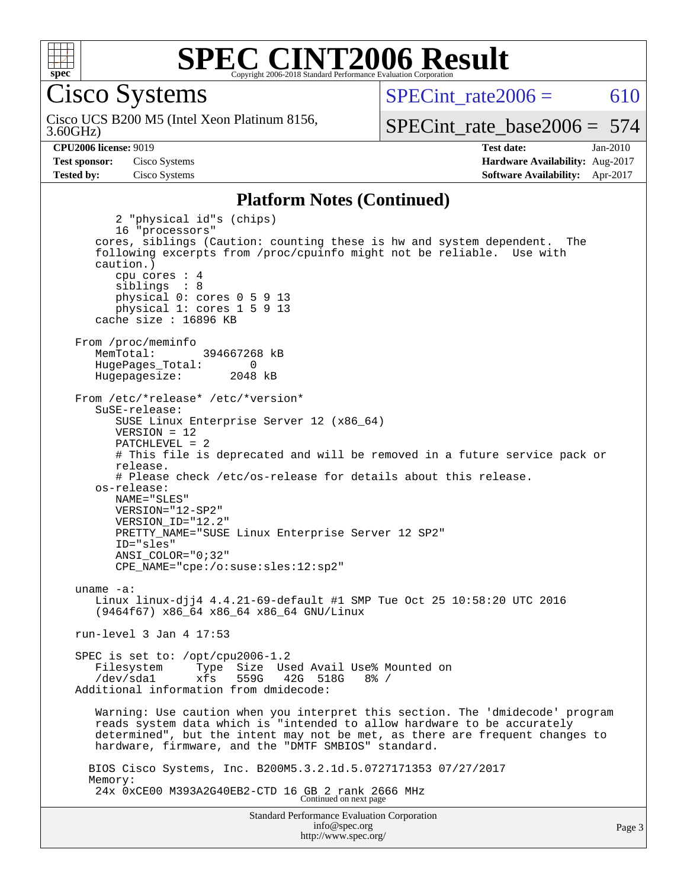# SPEC CINT2006 Result

Copyright 2006-2018 Standard Performance Evaluation Corporation

## Cisco Systems

Cisco UCS B200 M5 (Intel Xeon Platinum 8156, 3.60GHz)

SPECint_rate2006 = 610

SPECint_rate_base2006 = 574

| | | | |
|---|---|---|---|
| **CPU2006 license:** 9019 | | **Test date:** | Jan-2010 |
| **Test sponsor:** | Cisco Systems | **Hardware Availability:** | Aug-2017 |
| **Tested by:** | Cisco Systems | **Software Availability:** | Apr-2017 |

## Platform Notes (Continued)

```
        2 "physical id"s (chips)
        16 "processors"
     cores, siblings (Caution: counting these is hw and system dependent.  The
     following excerpts from /proc/cpuinfo might not be reliable.  Use with
     caution.)
        cpu cores : 4
        siblings  : 8
        physical 0: cores 0 5 9 13
        physical 1: cores 1 5 9 13
     cache size : 16896 KB

  From /proc/meminfo
     MemTotal:       394667268 kB
     HugePages_Total:       0
     Hugepagesize:       2048 kB

  From /etc/*release* /etc/*version*
     SuSE-release:
        SUSE Linux Enterprise Server 12 (x86_64)
        VERSION = 12
        PATCHLEVEL = 2
        # This file is deprecated and will be removed in a future service pack or
        release.
        # Please check /etc/os-release for details about this release.
     os-release:
        NAME="SLES"
        VERSION="12-SP2"
        VERSION_ID="12.2"
        PRETTY_NAME="SUSE Linux Enterprise Server 12 SP2"
        ID="sles"
        ANSI_COLOR="0;32"
        CPE_NAME="cpe:/o:suse:sles:12:sp2"

  uname -a:
     Linux linux-djj4 4.4.21-69-default #1 SMP Tue Oct 25 10:58:20 UTC 2016
     (9464f67) x86_64 x86_64 x86_64 GNU/Linux

  run-level 3 Jan 4 17:53

  SPEC is set to: /opt/cpu2006-1.2
     Filesystem     Type  Size  Used Avail Use% Mounted on
     /dev/sda1      xfs   559G   42G  518G   8% /
  Additional information from dmidecode:

     Warning: Use caution when you interpret this section. The 'dmidecode' program
     reads system data which is "intended to allow hardware to be accurately
     determined", but the intent may not be met, as there are frequent changes to
     hardware, firmware, and the "DMTF SMBIOS" standard.

    BIOS Cisco Systems, Inc. B200M5.3.2.1d.5.0727171353 07/27/2017
    Memory:
     24x 0xCE00 M393A2G40EB2-CTD 16 GB 2 rank 2666 MHz
```

Continued on next page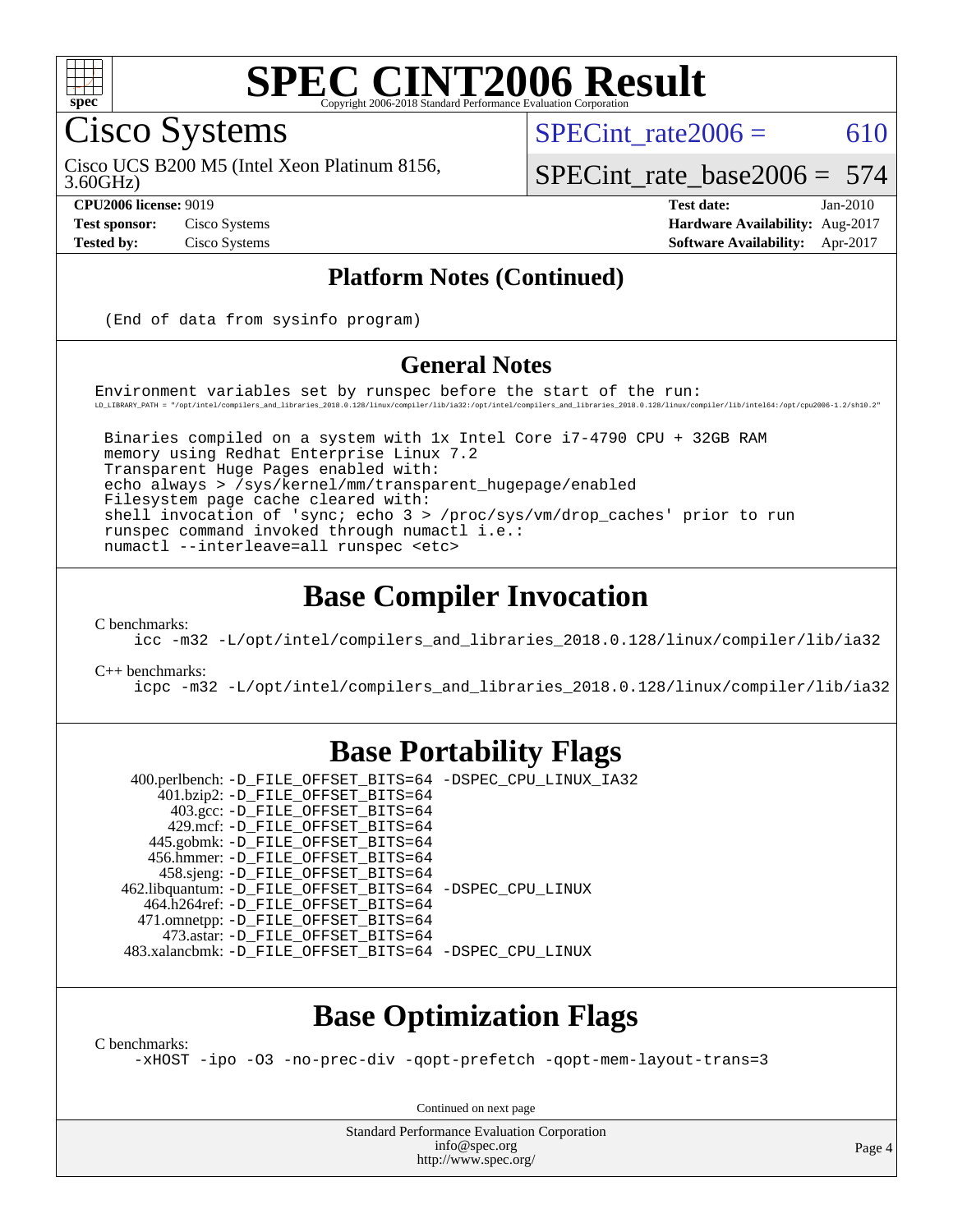# SPEC CINT2006 Result

Copyright 2006-2018 Standard Performance Evaluation Corporation

## Cisco Systems

Cisco UCS B200 M5 (Intel Xeon Platinum 8156, 3.60GHz)

SPECint_rate2006 = 610

SPECint_rate_base2006 = 574

| | | | |
|---|---|---|---|
| **CPU2006 license:** 9019 | | **Test date:** | Jan-2010 |
| **Test sponsor:** | Cisco Systems | **Hardware Availability:** | Aug-2017 |
| **Tested by:** | Cisco Systems | **Software Availability:** | Apr-2017 |

## Platform Notes (Continued)

```
(End of data from sysinfo program)
```

## General Notes

```
Environment variables set by runspec before the start of the run:
LD_LIBRARY_PATH = "/opt/intel/compilers_and_libraries_2018.0.128/linux/compiler/lib/ia32:/opt/intel/compilers_and_libraries_2018.0.128/linux/compiler/lib/intel64:/opt/cpu2006-1.2/sh10.2"

 Binaries compiled on a system with 1x Intel Core i7-4790 CPU + 32GB RAM
 memory using Redhat Enterprise Linux 7.2
 Transparent Huge Pages enabled with:
 echo always > /sys/kernel/mm/transparent_hugepage/enabled
 Filesystem page cache cleared with:
 shell invocation of 'sync; echo 3 > /proc/sys/vm/drop_caches' prior to run
 runspec command invoked through numactl i.e.:
 numactl --interleave=all runspec <etc>
```

## Base Compiler Invocation

C benchmarks:
```
icc -m32 -L/opt/intel/compilers_and_libraries_2018.0.128/linux/compiler/lib/ia32
```

C++ benchmarks:
```
icpc -m32 -L/opt/intel/compilers_and_libraries_2018.0.128/linux/compiler/lib/ia32
```

## Base Portability Flags

```
 400.perlbench: -D_FILE_OFFSET_BITS=64 -DSPEC_CPU_LINUX_IA32
     401.bzip2: -D_FILE_OFFSET_BITS=64
       403.gcc: -D_FILE_OFFSET_BITS=64
       429.mcf: -D_FILE_OFFSET_BITS=64
     445.gobmk: -D_FILE_OFFSET_BITS=64
     456.hmmer: -D_FILE_OFFSET_BITS=64
     458.sjeng: -D_FILE_OFFSET_BITS=64
462.libquantum: -D_FILE_OFFSET_BITS=64 -DSPEC_CPU_LINUX
   464.h264ref: -D_FILE_OFFSET_BITS=64
   471.omnetpp: -D_FILE_OFFSET_BITS=64
     473.astar: -D_FILE_OFFSET_BITS=64
 483.xalancbmk: -D_FILE_OFFSET_BITS=64 -DSPEC_CPU_LINUX
```

## Base Optimization Flags

C benchmarks:
```
-xHOST -ipo -O3 -no-prec-div -qopt-prefetch -qopt-mem-layout-trans=3
```

Continued on next page

Standard Performance Evaluation Corporation
info@spec.org
http://www.spec.org/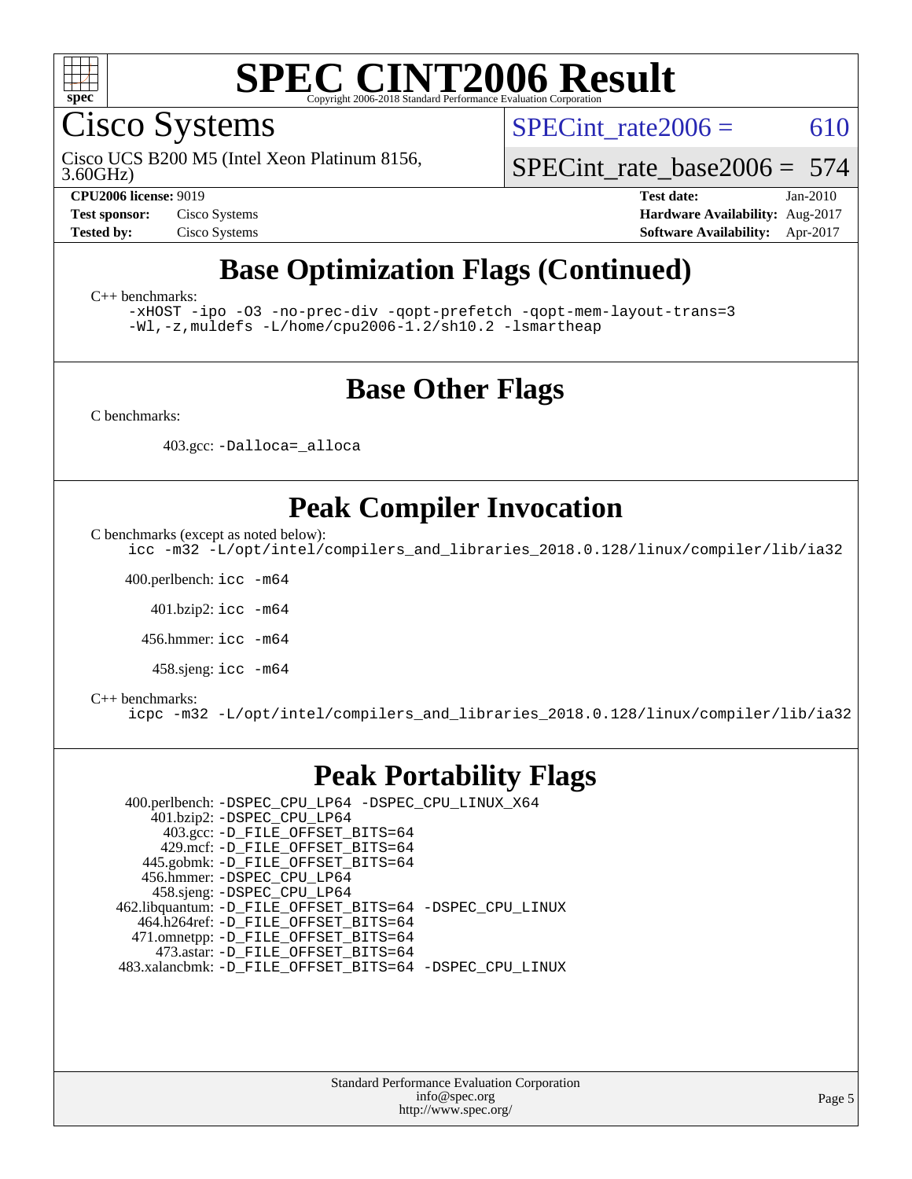# SPEC CINT2006 Result

Cisco Systems

Cisco UCS B200 M5 (Intel Xeon Platinum 8156, 3.60GHz)

SPECint_rate2006 = 610

SPECint_rate_base2006 = 574

| | | | |
|---|---|---|---|
| **CPU2006 license:** 9019 | | **Test date:** | Jan-2010 |
| **Test sponsor:** | Cisco Systems | **Hardware Availability:** | Aug-2017 |
| **Tested by:** | Cisco Systems | **Software Availability:** | Apr-2017 |

## Base Optimization Flags (Continued)

C++ benchmarks:

```
-xHOST -ipo -O3 -no-prec-div -qopt-prefetch -qopt-mem-layout-trans=3
-Wl,-z,muldefs -L/home/cpu2006-1.2/sh10.2 -lsmartheap
```

## Base Other Flags

C benchmarks:

403.gcc: `-Dalloca=_alloca`

## Peak Compiler Invocation

C benchmarks (except as noted below):

```
icc -m32 -L/opt/intel/compilers_and_libraries_2018.0.128/linux/compiler/lib/ia32
```

400.perlbench: `icc -m64`

401.bzip2: `icc -m64`

456.hmmer: `icc -m64`

458.sjeng: `icc -m64`

C++ benchmarks:

```
icpc -m32 -L/opt/intel/compilers_and_libraries_2018.0.128/linux/compiler/lib/ia32
```

## Peak Portability Flags

400.perlbench: `-DSPEC_CPU_LP64 -DSPEC_CPU_LINUX_X64`
401.bzip2: `-DSPEC_CPU_LP64`
403.gcc: `-D_FILE_OFFSET_BITS=64`
429.mcf: `-D_FILE_OFFSET_BITS=64`
445.gobmk: `-D_FILE_OFFSET_BITS=64`
456.hmmer: `-DSPEC_CPU_LP64`
458.sjeng: `-DSPEC_CPU_LP64`
462.libquantum: `-D_FILE_OFFSET_BITS=64 -DSPEC_CPU_LINUX`
464.h264ref: `-D_FILE_OFFSET_BITS=64`
471.omnetpp: `-D_FILE_OFFSET_BITS=64`
473.astar: `-D_FILE_OFFSET_BITS=64`
483.xalancbmk: `-D_FILE_OFFSET_BITS=64 -DSPEC_CPU_LINUX`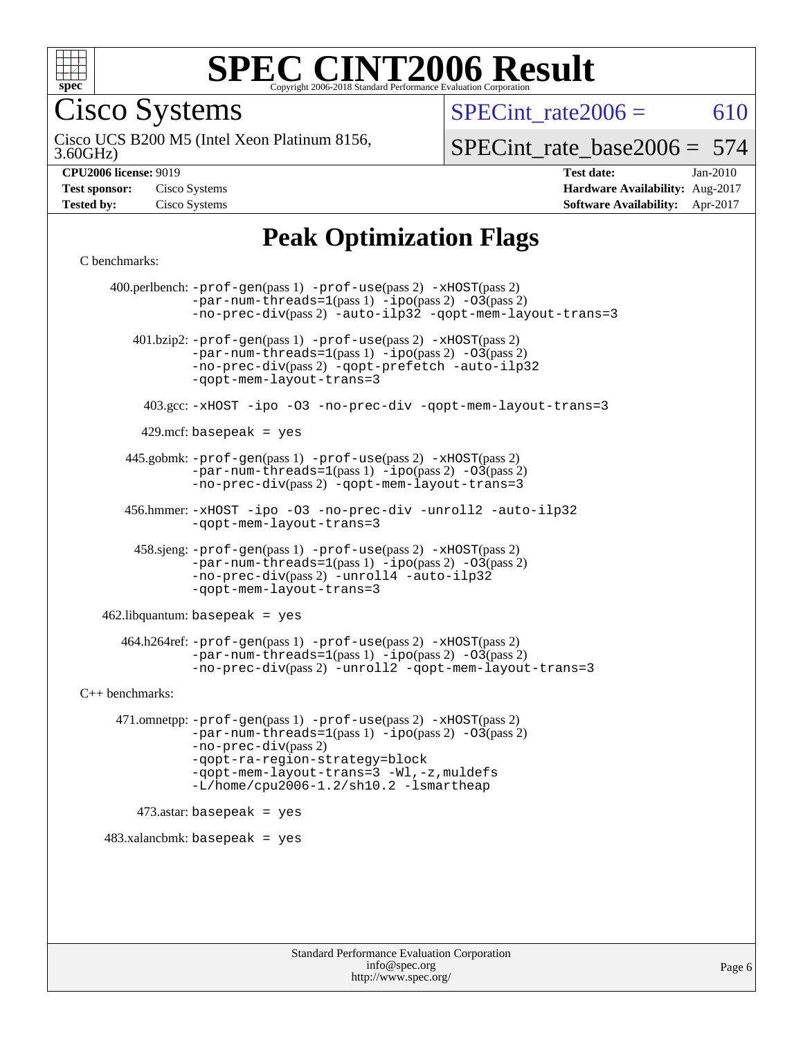# SPEC CINT2006 Result

Copyright 2006-2018 Standard Performance Evaluation Corporation

## Cisco Systems

Cisco UCS B200 M5 (Intel Xeon Platinum 8156, 3.60GHz)

SPECint_rate2006 = 610

SPECint_rate_base2006 = 574

| | | | |
|---|---|---|---|
| **CPU2006 license:** 9019 | | **Test date:** | Jan-2010 |
| **Test sponsor:** | Cisco Systems | **Hardware Availability:** | Aug-2017 |
| **Tested by:** | Cisco Systems | **Software Availability:** | Apr-2017 |

# Peak Optimization Flags

C benchmarks:

400.perlbench: -prof-gen(pass 1) -prof-use(pass 2) -xHOST(pass 2) -par-num-threads=1(pass 1) -ipo(pass 2) -O3(pass 2) -no-prec-div(pass 2) -auto-ilp32 -qopt-mem-layout-trans=3

401.bzip2: -prof-gen(pass 1) -prof-use(pass 2) -xHOST(pass 2) -par-num-threads=1(pass 1) -ipo(pass 2) -O3(pass 2) -no-prec-div(pass 2) -qopt-prefetch -auto-ilp32 -qopt-mem-layout-trans=3

403.gcc: -xHOST -ipo -O3 -no-prec-div -qopt-mem-layout-trans=3

429.mcf: basepeak = yes

445.gobmk: -prof-gen(pass 1) -prof-use(pass 2) -xHOST(pass 2) -par-num-threads=1(pass 1) -ipo(pass 2) -O3(pass 2) -no-prec-div(pass 2) -qopt-mem-layout-trans=3

456.hmmer: -xHOST -ipo -O3 -no-prec-div -unroll2 -auto-ilp32 -qopt-mem-layout-trans=3

458.sjeng: -prof-gen(pass 1) -prof-use(pass 2) -xHOST(pass 2) -par-num-threads=1(pass 1) -ipo(pass 2) -O3(pass 2) -no-prec-div(pass 2) -unroll4 -auto-ilp32 -qopt-mem-layout-trans=3

462.libquantum: basepeak = yes

464.h264ref: -prof-gen(pass 1) -prof-use(pass 2) -xHOST(pass 2) -par-num-threads=1(pass 1) -ipo(pass 2) -O3(pass 2) -no-prec-div(pass 2) -unroll2 -qopt-mem-layout-trans=3

C++ benchmarks:

471.omnetpp: -prof-gen(pass 1) -prof-use(pass 2) -xHOST(pass 2) -par-num-threads=1(pass 1) -ipo(pass 2) -O3(pass 2) -no-prec-div(pass 2) -qopt-ra-region-strategy=block -qopt-mem-layout-trans=3 -Wl,-z,muldefs -L/home/cpu2006-1.2/sh10.2 -lsmartheap

473.astar: basepeak = yes

483.xalancbmk: basepeak = yes

Standard Performance Evaluation Corporation
info@spec.org
http://www.spec.org/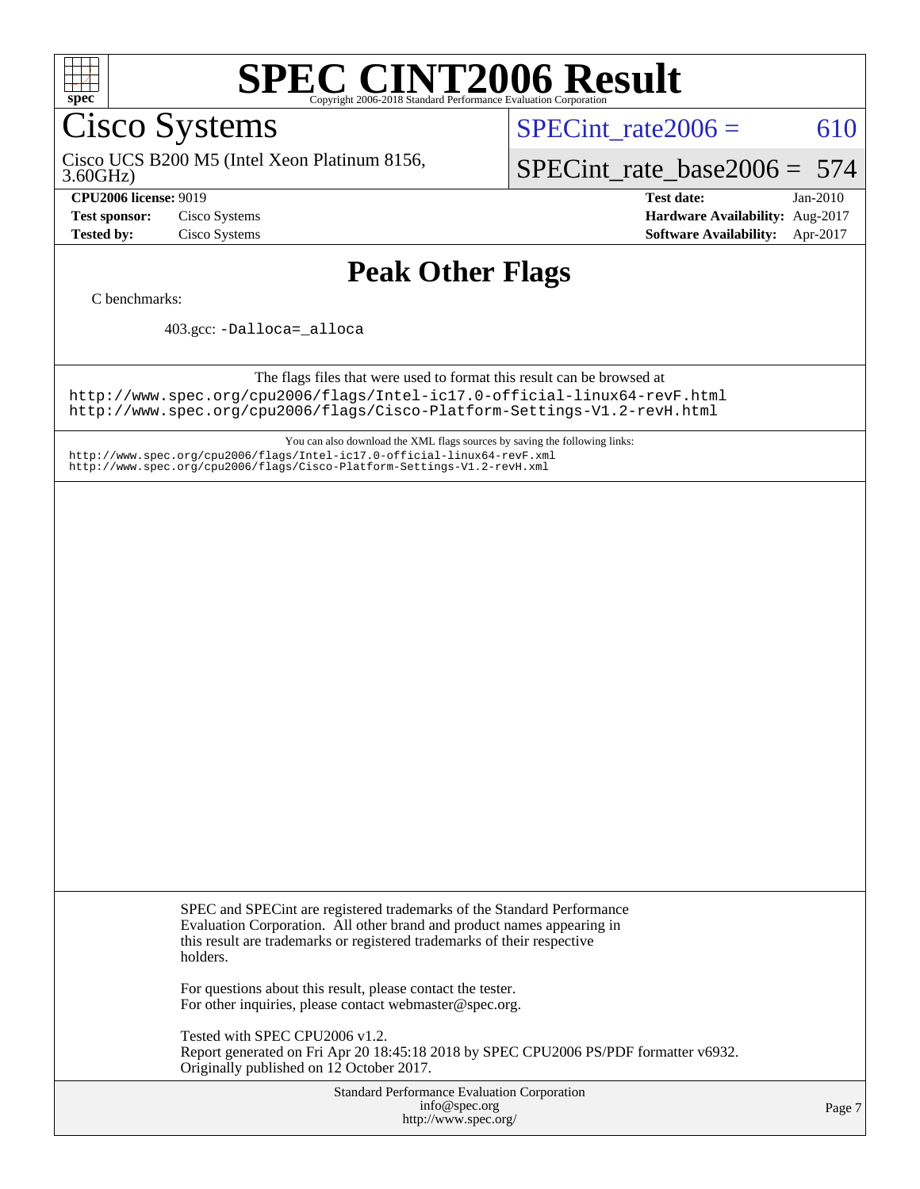# SPEC CINT2006 Result

Copyright 2006-2018 Standard Performance Evaluation Corporation

## Cisco Systems

Cisco UCS B200 M5 (Intel Xeon Platinum 8156, 3.60GHz)

SPECint_rate2006 = 610

SPECint_rate_base2006 = 574

**CPU2006 license:** 9019
**Test sponsor:** Cisco Systems
**Tested by:** Cisco Systems

**Test date:** Jan-2010
**Hardware Availability:** Aug-2017
**Software Availability:** Apr-2017

## Peak Other Flags

C benchmarks:

403.gcc: -Dalloca=_alloca

The flags files that were used to format this result can be browsed at
http://www.spec.org/cpu2006/flags/Intel-ic17.0-official-linux64-revF.html
http://www.spec.org/cpu2006/flags/Cisco-Platform-Settings-V1.2-revH.html

You can also download the XML flags sources by saving the following links:
http://www.spec.org/cpu2006/flags/Intel-ic17.0-official-linux64-revF.xml
http://www.spec.org/cpu2006/flags/Cisco-Platform-Settings-V1.2-revH.xml

SPEC and SPECint are registered trademarks of the Standard Performance Evaluation Corporation. All other brand and product names appearing in this result are trademarks or registered trademarks of their respective holders.

For questions about this result, please contact the tester.
For other inquiries, please contact webmaster@spec.org.

Tested with SPEC CPU2006 v1.2.
Report generated on Fri Apr 20 18:45:18 2018 by SPEC CPU2006 PS/PDF formatter v6932.
Originally published on 12 October 2017.

Standard Performance Evaluation Corporation
info@spec.org
http://www.spec.org/